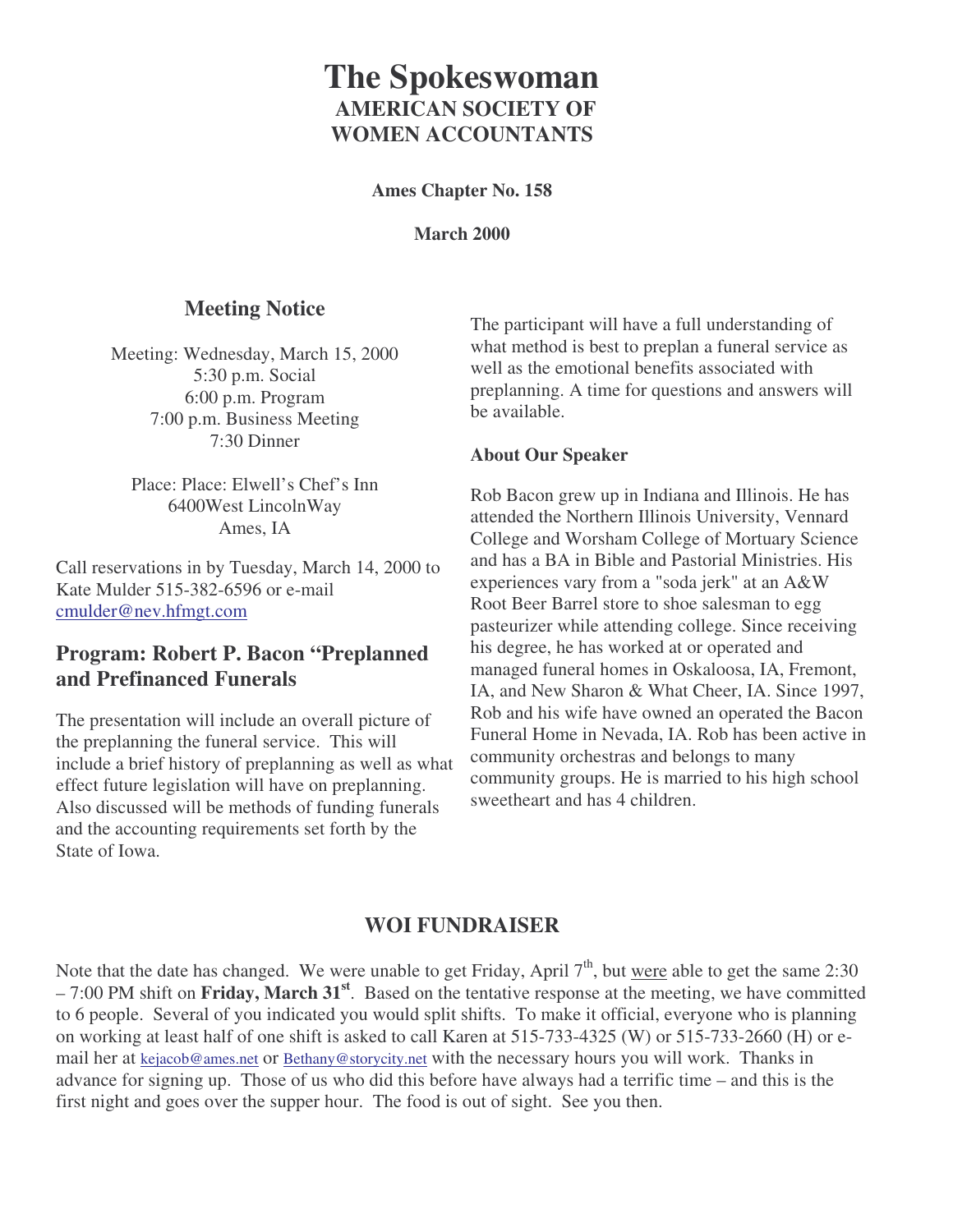# The Spokeswoman

## AMERICAN SOCIETY OF WOMEN ACCOUNTANTS

**Ames Chapter No. 158**

**March 2000**

## Meeting Notice

Meeting: Wednesday, March 15, 2000
5:30 p.m. Social
6:00 p.m. Program
7:00 p.m. Business Meeting
7:30 Dinner

Place: Place: Elwell's Chef's Inn
6400West LincolnWay
Ames, IA

Call reservations in by Tuesday, March 14, 2000 to Kate Mulder 515-382-6596 or e-mail cmulder@nev.hfmgt.com

## Program: Robert P. Bacon "Preplanned and Prefinanced Funerals

The presentation will include an overall picture of the preplanning the funeral service. This will include a brief history of preplanning as well as what effect future legislation will have on preplanning. Also discussed will be methods of funding funerals and the accounting requirements set forth by the State of Iowa.

The participant will have a full understanding of what method is best to preplan a funeral service as well as the emotional benefits associated with preplanning. A time for questions and answers will be available.

### About Our Speaker

Rob Bacon grew up in Indiana and Illinois. He has attended the Northern Illinois University, Vennard College and Worsham College of Mortuary Science and has a BA in Bible and Pastorial Ministries. His experiences vary from a "soda jerk" at an A&W Root Beer Barrel store to shoe salesman to egg pasteurizer while attending college. Since receiving his degree, he has worked at or operated and managed funeral homes in Oskaloosa, IA, Fremont, IA, and New Sharon & What Cheer, IA. Since 1997, Rob and his wife have owned an operated the Bacon Funeral Home in Nevada, IA. Rob has been active in community orchestras and belongs to many community groups. He is married to his high school sweetheart and has 4 children.

## WOI FUNDRAISER

Note that the date has changed. We were unable to get Friday, April 7th, but were able to get the same 2:30 – 7:00 PM shift on **Friday, March 31st**. Based on the tentative response at the meeting, we have committed to 6 people. Several of you indicated you would split shifts. To make it official, everyone who is planning on working at least half of one shift is asked to call Karen at 515-733-4325 (W) or 515-733-2660 (H) or e-mail her at kejacob@ames.net or Bethany@storycity.net with the necessary hours you will work. Thanks in advance for signing up. Those of us who did this before have always had a terrific time – and this is the first night and goes over the supper hour. The food is out of sight. See you then.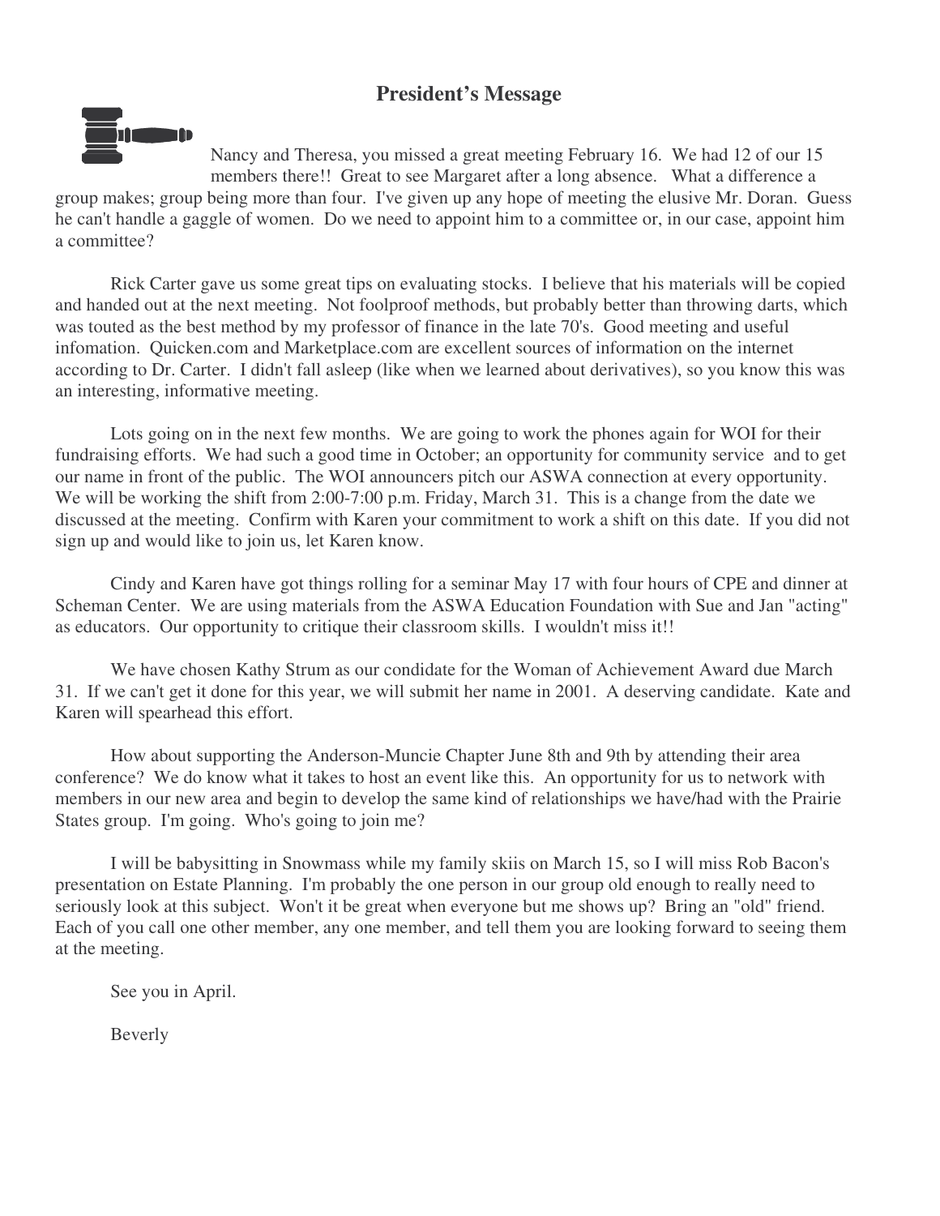## President's Message

Nancy and Theresa, you missed a great meeting February 16. We had 12 of our 15 members there!! Great to see Margaret after a long absence. What a difference a group makes; group being more than four. I've given up any hope of meeting the elusive Mr. Doran. Guess he can't handle a gaggle of women. Do we need to appoint him to a committee or, in our case, appoint him a committee?

Rick Carter gave us some great tips on evaluating stocks. I believe that his materials will be copied and handed out at the next meeting. Not foolproof methods, but probably better than throwing darts, which was touted as the best method by my professor of finance in the late 70's. Good meeting and useful infomation. Quicken.com and Marketplace.com are excellent sources of information on the internet according to Dr. Carter. I didn't fall asleep (like when we learned about derivatives), so you know this was an interesting, informative meeting.

Lots going on in the next few months. We are going to work the phones again for WOI for their fundraising efforts. We had such a good time in October; an opportunity for community service and to get our name in front of the public. The WOI announcers pitch our ASWA connection at every opportunity. We will be working the shift from 2:00-7:00 p.m. Friday, March 31. This is a change from the date we discussed at the meeting. Confirm with Karen your commitment to work a shift on this date. If you did not sign up and would like to join us, let Karen know.

Cindy and Karen have got things rolling for a seminar May 17 with four hours of CPE and dinner at Scheman Center. We are using materials from the ASWA Education Foundation with Sue and Jan "acting" as educators. Our opportunity to critique their classroom skills. I wouldn't miss it!!

We have chosen Kathy Strum as our condidate for the Woman of Achievement Award due March 31. If we can't get it done for this year, we will submit her name in 2001. A deserving candidate. Kate and Karen will spearhead this effort.

How about supporting the Anderson-Muncie Chapter June 8th and 9th by attending their area conference? We do know what it takes to host an event like this. An opportunity for us to network with members in our new area and begin to develop the same kind of relationships we have/had with the Prairie States group. I'm going. Who's going to join me?

I will be babysitting in Snowmass while my family skiis on March 15, so I will miss Rob Bacon's presentation on Estate Planning. I'm probably the one person in our group old enough to really need to seriously look at this subject. Won't it be great when everyone but me shows up? Bring an "old" friend. Each of you call one other member, any one member, and tell them you are looking forward to seeing them at the meeting.

See you in April.

Beverly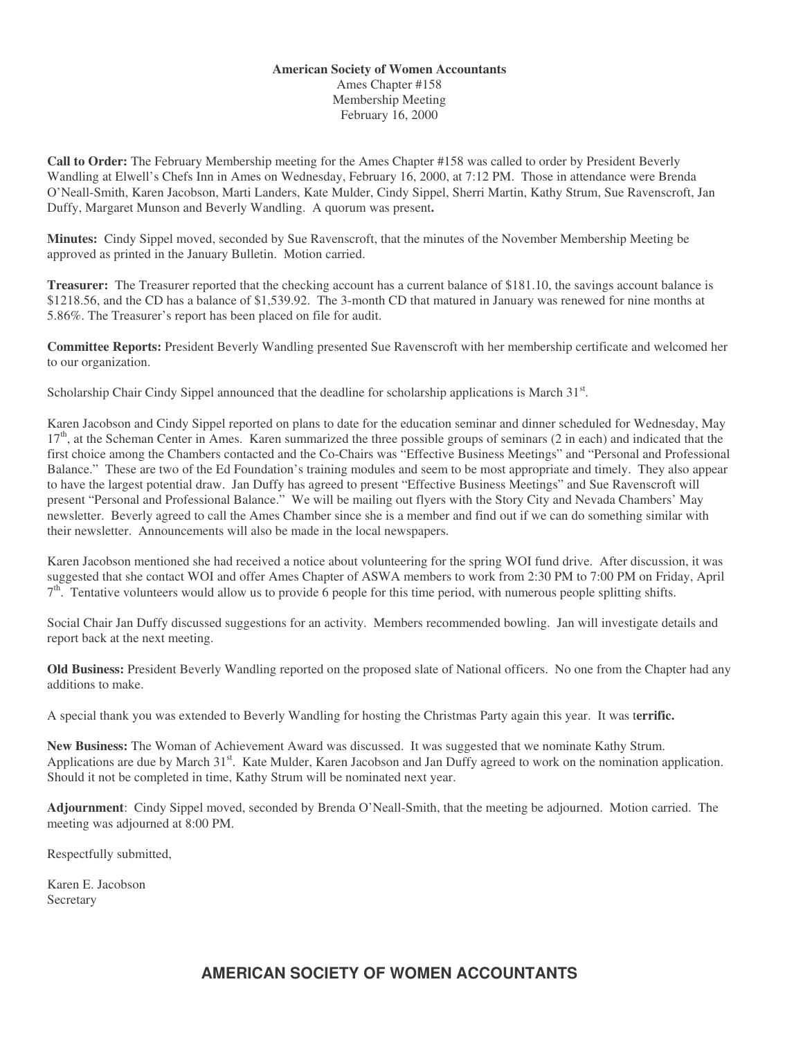**American Society of Women Accountants**
Ames Chapter #158
Membership Meeting
February 16, 2000

**Call to Order:** The February Membership meeting for the Ames Chapter #158 was called to order by President Beverly Wandling at Elwell's Chefs Inn in Ames on Wednesday, February 16, 2000, at 7:12 PM. Those in attendance were Brenda O'Neall-Smith, Karen Jacobson, Marti Landers, Kate Mulder, Cindy Sippel, Sherri Martin, Kathy Strum, Sue Ravenscroft, Jan Duffy, Margaret Munson and Beverly Wandling. A quorum was present**.**

**Minutes:** Cindy Sippel moved, seconded by Sue Ravenscroft, that the minutes of the November Membership Meeting be approved as printed in the January Bulletin. Motion carried.

**Treasurer:** The Treasurer reported that the checking account has a current balance of $181.10, the savings account balance is $1218.56, and the CD has a balance of $1,539.92. The 3-month CD that matured in January was renewed for nine months at 5.86%. The Treasurer's report has been placed on file for audit.

**Committee Reports:** President Beverly Wandling presented Sue Ravenscroft with her membership certificate and welcomed her to our organization.

Scholarship Chair Cindy Sippel announced that the deadline for scholarship applications is March 31st.

Karen Jacobson and Cindy Sippel reported on plans to date for the education seminar and dinner scheduled for Wednesday, May 17th, at the Scheman Center in Ames. Karen summarized the three possible groups of seminars (2 in each) and indicated that the first choice among the Chambers contacted and the Co-Chairs was "Effective Business Meetings" and "Personal and Professional Balance." These are two of the Ed Foundation's training modules and seem to be most appropriate and timely. They also appear to have the largest potential draw. Jan Duffy has agreed to present "Effective Business Meetings" and Sue Ravenscroft will present "Personal and Professional Balance." We will be mailing out flyers with the Story City and Nevada Chambers' May newsletter. Beverly agreed to call the Ames Chamber since she is a member and find out if we can do something similar with their newsletter. Announcements will also be made in the local newspapers.

Karen Jacobson mentioned she had received a notice about volunteering for the spring WOI fund drive. After discussion, it was suggested that she contact WOI and offer Ames Chapter of ASWA members to work from 2:30 PM to 7:00 PM on Friday, April 7th. Tentative volunteers would allow us to provide 6 people for this time period, with numerous people splitting shifts.

Social Chair Jan Duffy discussed suggestions for an activity. Members recommended bowling. Jan will investigate details and report back at the next meeting.

**Old Business:** President Beverly Wandling reported on the proposed slate of National officers. No one from the Chapter had any additions to make.

A special thank you was extended to Beverly Wandling for hosting the Christmas Party again this year. It was t**errific.**

**New Business:** The Woman of Achievement Award was discussed. It was suggested that we nominate Kathy Strum. Applications are due by March 31st. Kate Mulder, Karen Jacobson and Jan Duffy agreed to work on the nomination application. Should it not be completed in time, Kathy Strum will be nominated next year.

**Adjournment**: Cindy Sippel moved, seconded by Brenda O'Neall-Smith, that the meeting be adjourned. Motion carried. The meeting was adjourned at 8:00 PM.

Respectfully submitted,

Karen E. Jacobson
Secretary

## AMERICAN SOCIETY OF WOMEN ACCOUNTANTS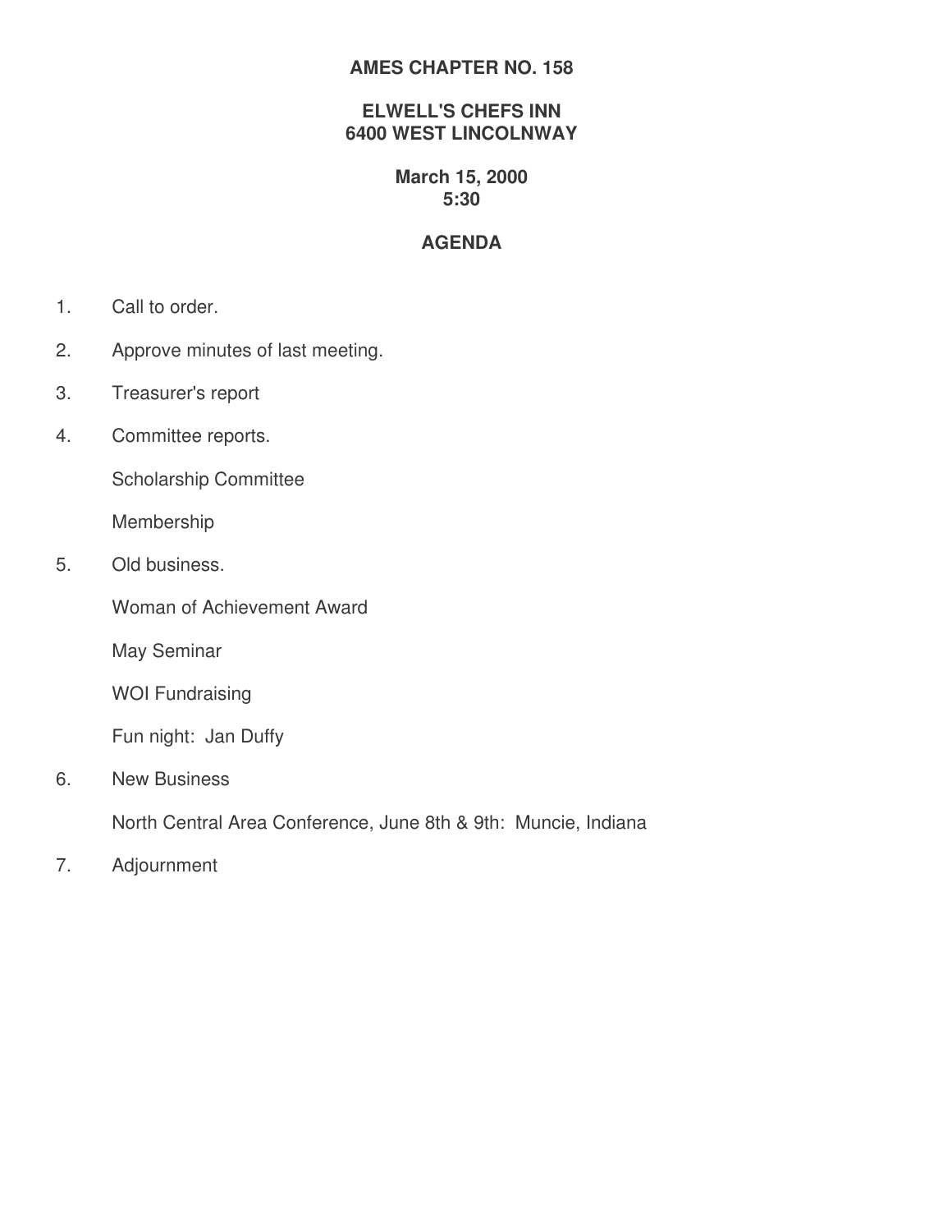**AMES CHAPTER NO. 158**

**ELWELL'S CHEFS INN**
**6400 WEST LINCOLNWAY**

**March 15, 2000**
**5:30**

## AGENDA

1. Call to order.
2. Approve minutes of last meeting.
3. Treasurer's report
4. Committee reports.

   Scholarship Committee

   Membership
5. Old business.

   Woman of Achievement Award

   May Seminar

   WOI Fundraising

   Fun night: Jan Duffy
6. New Business

   North Central Area Conference, June 8th & 9th: Muncie, Indiana
7. Adjournment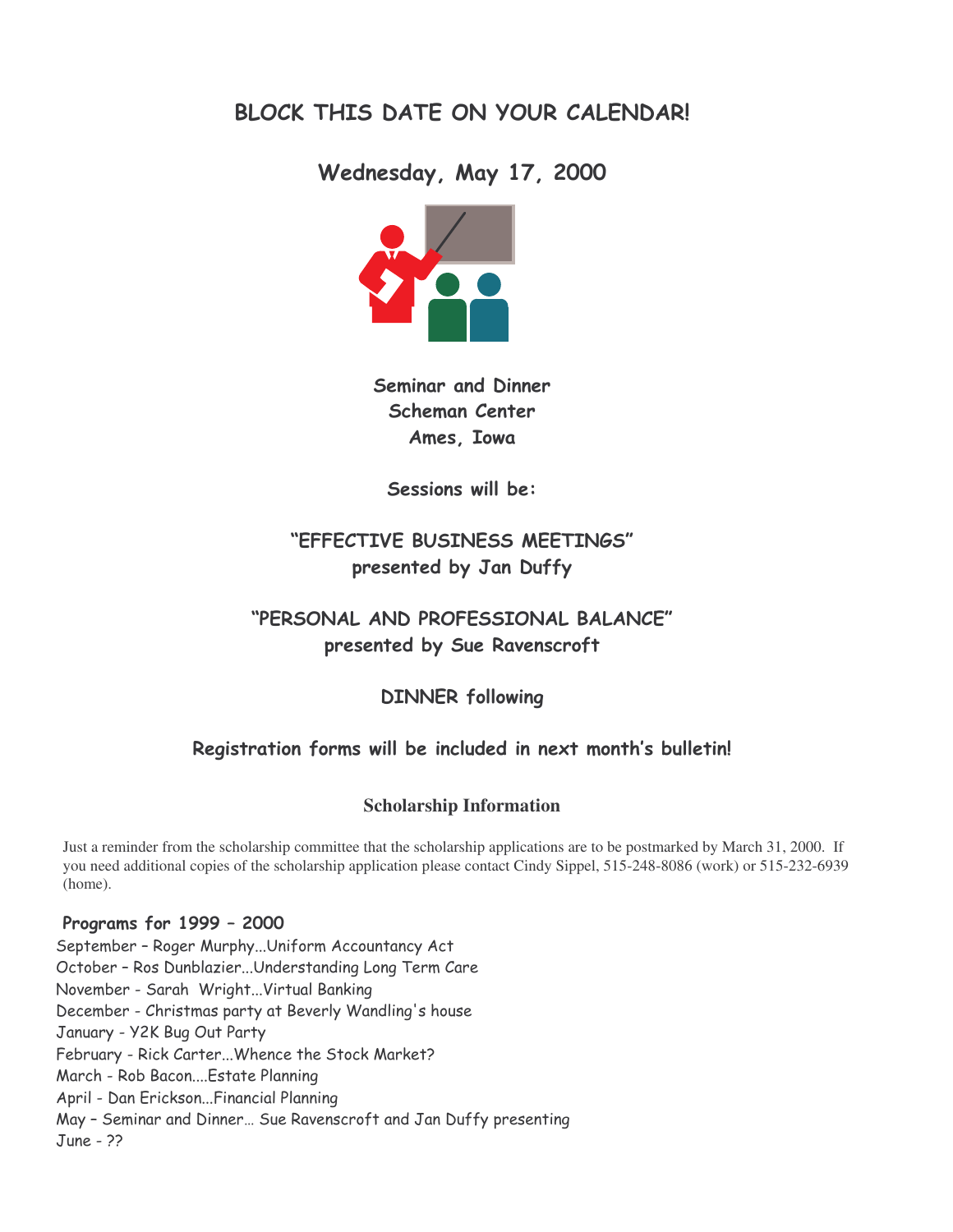# BLOCK THIS DATE ON YOUR CALENDAR!

## Wednesday, May 17, 2000

**Seminar and Dinner**
**Scheman Center**
**Ames, Iowa**

**Sessions will be:**

**"EFFECTIVE BUSINESS MEETINGS"**
**presented by Jan Duffy**

**"PERSONAL AND PROFESSIONAL BALANCE"**
**presented by Sue Ravenscroft**

**DINNER following**

**Registration forms will be included in next month's bulletin!**

### Scholarship Information

Just a reminder from the scholarship committee that the scholarship applications are to be postmarked by March 31, 2000. If you need additional copies of the scholarship application please contact Cindy Sippel, 515-248-8086 (work) or 515-232-6939 (home).

**Programs for 1999 – 2000**

September – Roger Murphy...Uniform Accountancy Act
October – Ros Dunblazier...Understanding Long Term Care
November - Sarah Wright...Virtual Banking
December - Christmas party at Beverly Wandling's house
January - Y2K Bug Out Party
February - Rick Carter...Whence the Stock Market?
March - Rob Bacon....Estate Planning
April - Dan Erickson...Financial Planning
May – Seminar and Dinner… Sue Ravenscroft and Jan Duffy presenting
June - ??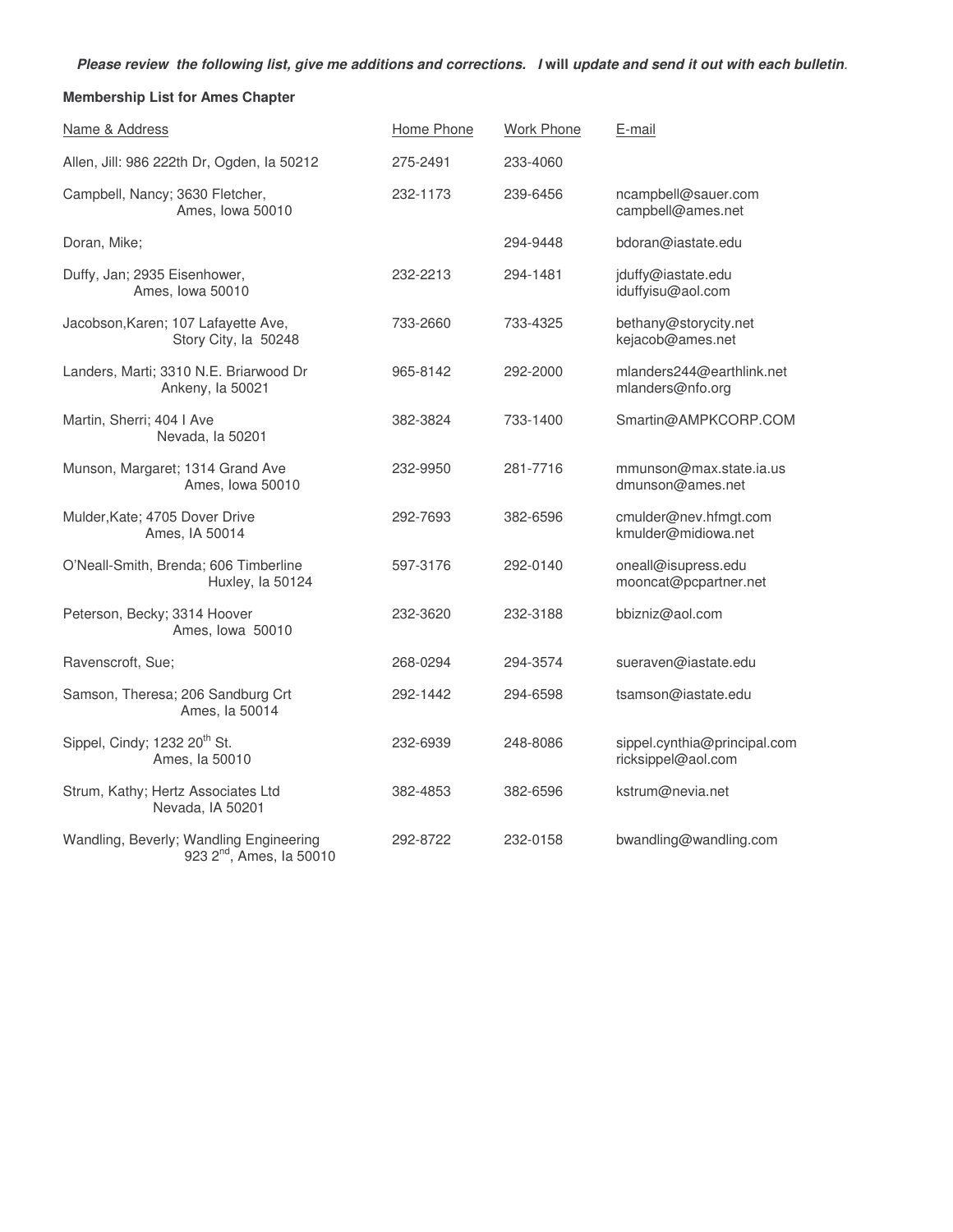***Please review  the following list, give me additions and corrections.   I* will *update and send it out with each bulletin*.**

**Membership List for Ames Chapter**

| Name & Address | Home Phone | Work Phone | E-mail |
|---|---|---|---|
| Allen, Jill: 986 222th Dr, Ogden, Ia 50212 | 275-2491 | 233-4060 | |
| Campbell, Nancy; 3630 Fletcher, Ames, Iowa 50010 | 232-1173 | 239-6456 | ncampbell@sauer.com campbell@ames.net |
| Doran, Mike; | | 294-9448 | bdoran@iastate.edu |
| Duffy, Jan; 2935 Eisenhower, Ames, Iowa 50010 | 232-2213 | 294-1481 | jduffy@iastate.edu iduffyisu@aol.com |
| Jacobson,Karen; 107 Lafayette Ave, Story City, Ia 50248 | 733-2660 | 733-4325 | bethany@storycity.net kejacob@ames.net |
| Landers, Marti; 3310 N.E. Briarwood Dr Ankeny, Ia 50021 | 965-8142 | 292-2000 | mlanders244@earthlink.net mlanders@nfo.org |
| Martin, Sherri; 404 I Ave Nevada, Ia 50201 | 382-3824 | 733-1400 | Smartin@AMPKCORP.COM |
| Munson, Margaret; 1314 Grand Ave Ames, Iowa 50010 | 232-9950 | 281-7716 | mmunson@max.state.ia.us dmunson@ames.net |
| Mulder,Kate; 4705 Dover Drive Ames, IA 50014 | 292-7693 | 382-6596 | cmulder@nev.hfmgt.com kmulder@midiowa.net |
| O'Neall-Smith, Brenda; 606 Timberline Huxley, Ia 50124 | 597-3176 | 292-0140 | oneall@isupress.edu mooncat@pcpartner.net |
| Peterson, Becky; 3314 Hoover Ames, Iowa 50010 | 232-3620 | 232-3188 | bbizniz@aol.com |
| Ravenscroft, Sue; | 268-0294 | 294-3574 | sueraven@iastate.edu |
| Samson, Theresa; 206 Sandburg Crt Ames, Ia 50014 | 292-1442 | 294-6598 | tsamson@iastate.edu |
| Sippel, Cindy; 1232 20th St. Ames, Ia 50010 | 232-6939 | 248-8086 | sippel.cynthia@principal.com ricksippel@aol.com |
| Strum, Kathy; Hertz Associates Ltd Nevada, IA 50201 | 382-4853 | 382-6596 | kstrum@nevia.net |
| Wandling, Beverly; Wandling Engineering 923 2nd, Ames, Ia 50010 | 292-8722 | 232-0158 | bwandling@wandling.com |